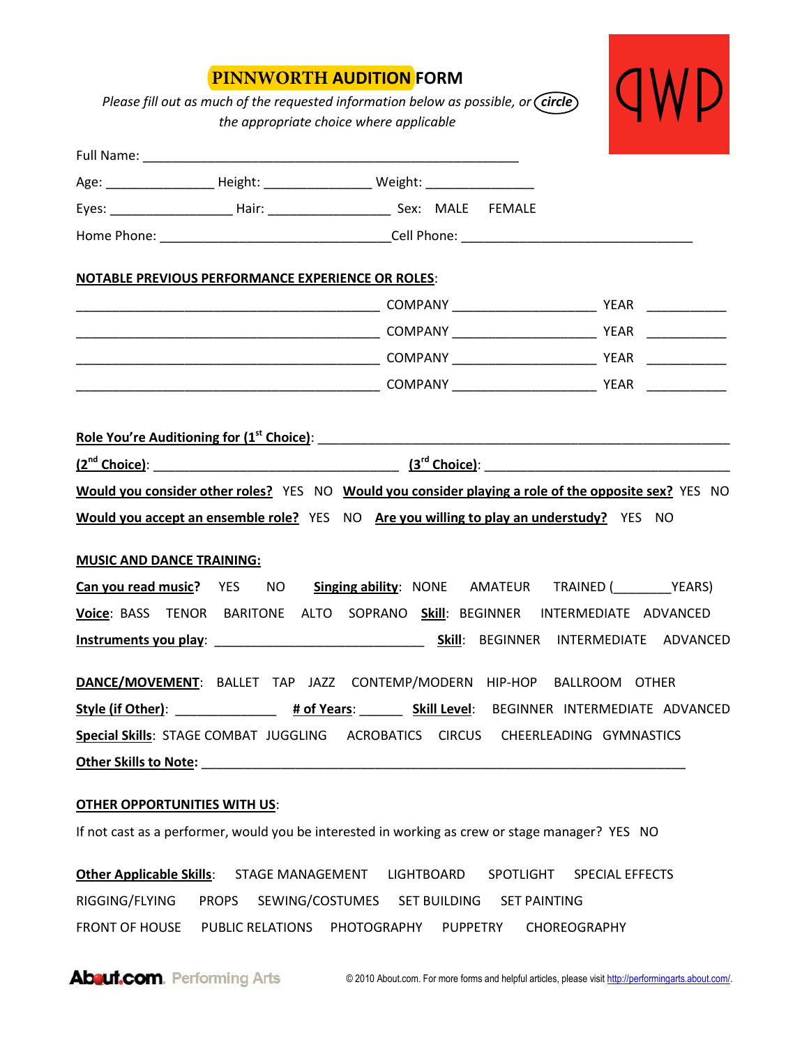# PINNWORTH AUDITION FORM

*Please fill out as much of the requested information below as possible, or* ***circle*** *the appropriate choice where applicable*

qWp

Full Name: ________________________________________________________

Age: _______________ Height: _______________ Weight: _______________

Eyes: _________________ Hair: _________________ Sex: MALE FEMALE

Home Phone: ________________________________ Cell Phone: ________________________________

**NOTABLE PREVIOUS PERFORMANCE EXPERIENCE OR ROLES**:

__________________________________________ COMPANY ____________________ YEAR ___________

__________________________________________ COMPANY ____________________ YEAR ___________

__________________________________________ COMPANY ____________________ YEAR ___________

__________________________________________ COMPANY ____________________ YEAR ___________

**Role You're Auditioning for (1st Choice)**: ____________________________________________________________

**(2nd Choice)**: __________________________________ **(3rd Choice)**: __________________________________

**Would you consider other roles?** YES NO **Would you consider playing a role of the opposite sex?** YES NO

**Would you accept an ensemble role?** YES NO **Are you willing to play an understudy?** YES NO

**MUSIC AND DANCE TRAINING:**

**Can you read music?** YES NO **Singing ability**: NONE AMATEUR TRAINED (________YEARS)

**Voice**: BASS TENOR BARITONE ALTO SOPRANO **Skill**: BEGINNER INTERMEDIATE ADVANCED

**Instruments you play**: ______________________________ **Skill**: BEGINNER INTERMEDIATE ADVANCED

**DANCE/MOVEMENT**: BALLET TAP JAZZ CONTEMP/MODERN HIP-HOP BALLROOM OTHER

**Style (if Other)**: ______________ **# of Years**: ______ **Skill Level**: BEGINNER INTERMEDIATE ADVANCED

**Special Skills**: STAGE COMBAT JUGGLING ACROBATICS CIRCUS CHEERLEADING GYMNASTICS

**Other Skills to Note:** ______________________________________________________________________

**OTHER OPPORTUNITIES WITH US**:

If not cast as a performer, would you be interested in working as crew or stage manager? YES NO

**Other Applicable Skills**: STAGE MANAGEMENT LIGHTBOARD SPOTLIGHT SPECIAL EFFECTS RIGGING/FLYING PROPS SEWING/COSTUMES SET BUILDING SET PAINTING FRONT OF HOUSE PUBLIC RELATIONS PHOTOGRAPHY PUPPETRY CHOREOGRAPHY

About.com. Performing Arts

© 2010 About.com. For more forms and helpful articles, please visit http://performingarts.about.com/.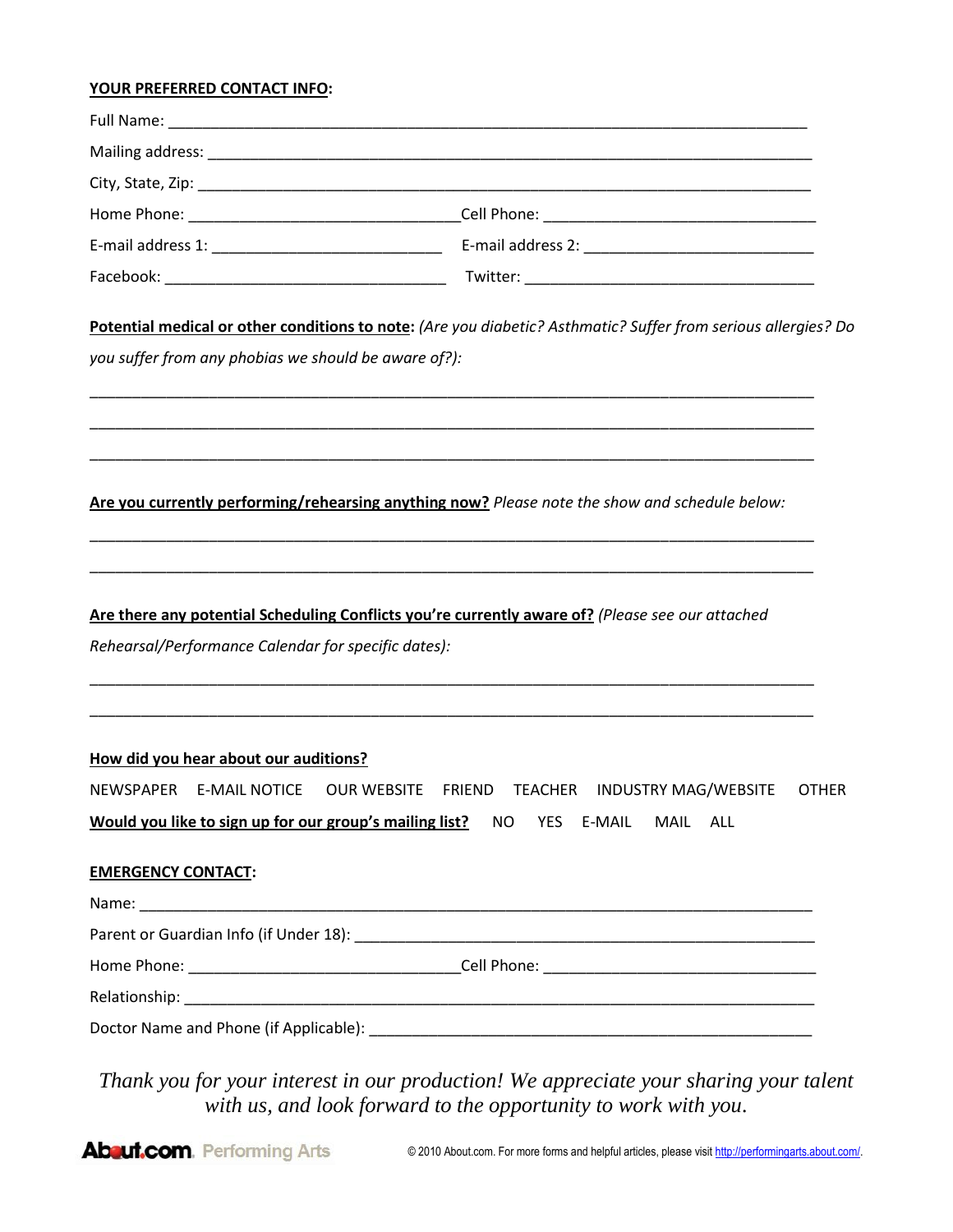**YOUR PREFERRED CONTACT INFO:**

Full Name: ______________________________________________________________________________

Mailing address: __________________________________________________________________________

City, State, Zip: __________________________________________________________________________

Home Phone: ________________________________ Cell Phone: ________________________________

E-mail address 1: ___________________________ E-mail address 2: ___________________________

Facebook: _________________________________ Twitter: _________________________________

**Potential medical or other conditions to note:** *(Are you diabetic? Asthmatic? Suffer from serious allergies? Do you suffer from any phobias we should be aware of?):*

_____________________________________________________________________________________

_____________________________________________________________________________________

_____________________________________________________________________________________

**Are you currently performing/rehearsing anything now?** *Please note the show and schedule below:*

_____________________________________________________________________________________

_____________________________________________________________________________________

**Are there any potential Scheduling Conflicts you're currently aware of?** *(Please see our attached Rehearsal/Performance Calendar for specific dates):*

_____________________________________________________________________________________

_____________________________________________________________________________________

**How did you hear about our auditions?**

NEWSPAPER   E-MAIL NOTICE   OUR WEBSITE   FRIEND   TEACHER   INDUSTRY MAG/WEBSITE   OTHER

**Would you like to sign up for our group's mailing list?**   NO   YES   E-MAIL   MAIL   ALL

**EMERGENCY CONTACT:**

Name: _________________________________________________________________________________

Parent or Guardian Info (if Under 18): _______________________________________________________

Home Phone: ________________________________ Cell Phone: ________________________________

Relationship: ____________________________________________________________________________

Doctor Name and Phone (if Applicable): _____________________________________________________

*Thank you for your interest in our production! We appreciate your sharing your talent with us, and look forward to the opportunity to work with you.*

About.com. Performing Arts

© 2010 About.com. For more forms and helpful articles, please visit http://performingarts.about.com/.